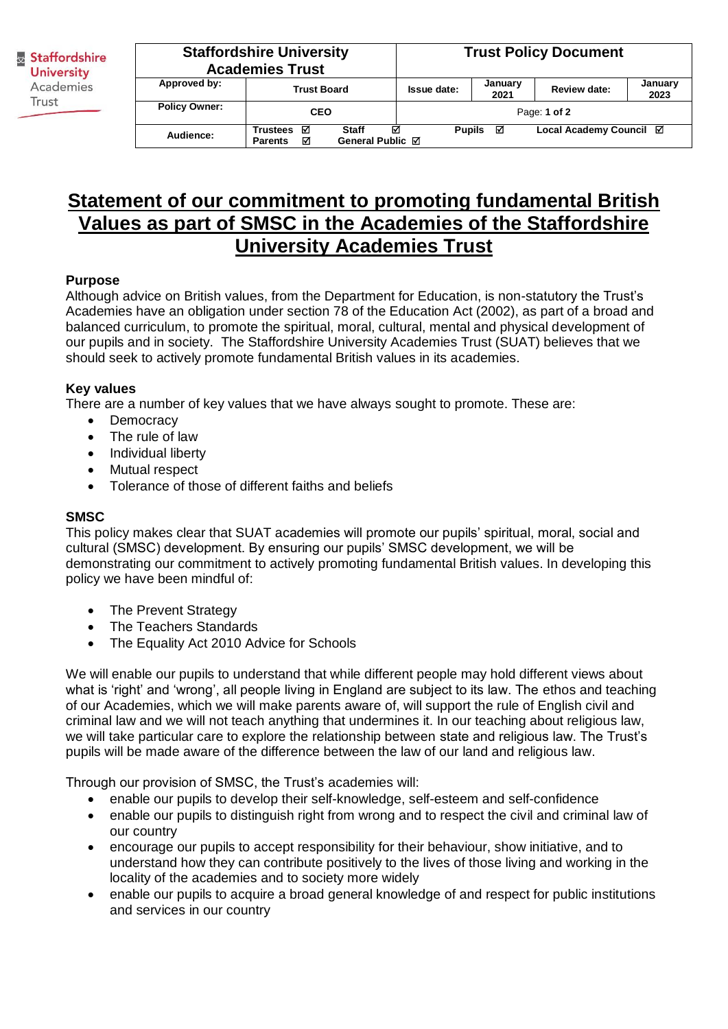| Staffordshire University Academies Trust | | Trust Policy Document | | | |
|---|---|---|---|---|---|
| **Approved by:** | **Trust Board** | **Issue date:** | **January 2021** | **Review date:** | **January 2023** |
| **Policy Owner:** | **CEO** | Page: **1 of 2** | | | |
| **Audience:** | **Trustees** ☑ **Staff** ☑ **Parents** ☑ **General Public** ☑ | **Pupils** ☑ **Local Academy Council** ☑ | | | |

# Statement of our commitment to promoting fundamental British Values as part of SMSC in the Academies of the Staffordshire University Academies Trust

**Purpose**

Although advice on British values, from the Department for Education, is non-statutory the Trust's Academies have an obligation under section 78 of the Education Act (2002), as part of a broad and balanced curriculum, to promote the spiritual, moral, cultural, mental and physical development of our pupils and in society. The Staffordshire University Academies Trust (SUAT) believes that we should seek to actively promote fundamental British values in its academies.

**Key values**

There are a number of key values that we have always sought to promote. These are:

- Democracy
- The rule of law
- Individual liberty
- Mutual respect
- Tolerance of those of different faiths and beliefs

**SMSC**

This policy makes clear that SUAT academies will promote our pupils' spiritual, moral, social and cultural (SMSC) development. By ensuring our pupils' SMSC development, we will be demonstrating our commitment to actively promoting fundamental British values. In developing this policy we have been mindful of:

- The Prevent Strategy
- The Teachers Standards
- The Equality Act 2010 Advice for Schools

We will enable our pupils to understand that while different people may hold different views about what is 'right' and 'wrong', all people living in England are subject to its law. The ethos and teaching of our Academies, which we will make parents aware of, will support the rule of English civil and criminal law and we will not teach anything that undermines it. In our teaching about religious law, we will take particular care to explore the relationship between state and religious law. The Trust's pupils will be made aware of the difference between the law of our land and religious law.

Through our provision of SMSC, the Trust's academies will:

- enable our pupils to develop their self-knowledge, self-esteem and self-confidence
- enable our pupils to distinguish right from wrong and to respect the civil and criminal law of our country
- encourage our pupils to accept responsibility for their behaviour, show initiative, and to understand how they can contribute positively to the lives of those living and working in the locality of the academies and to society more widely
- enable our pupils to acquire a broad general knowledge of and respect for public institutions and services in our country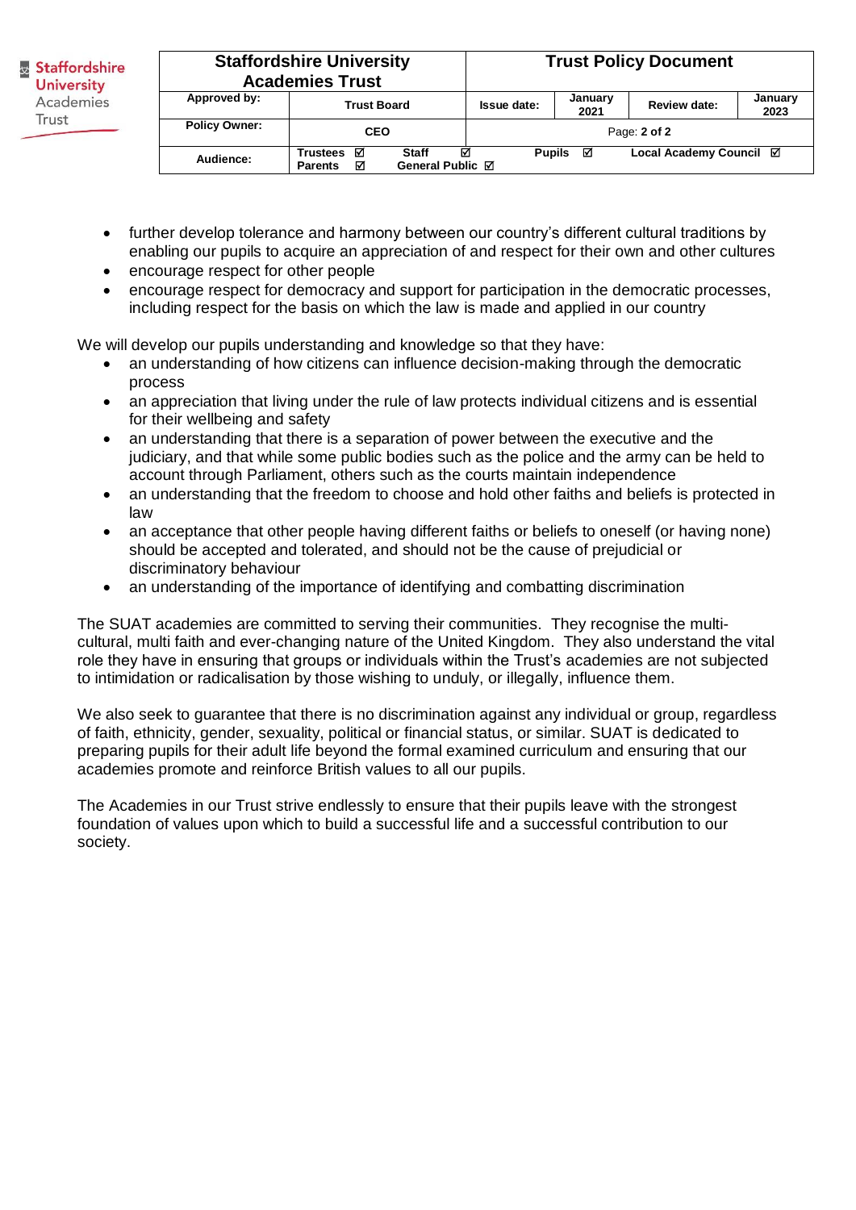- further develop tolerance and harmony between our country's different cultural traditions by enabling our pupils to acquire an appreciation of and respect for their own and other cultures
- encourage respect for other people
- encourage respect for democracy and support for participation in the democratic processes, including respect for the basis on which the law is made and applied in our country

We will develop our pupils understanding and knowledge so that they have:

- an understanding of how citizens can influence decision-making through the democratic process
- an appreciation that living under the rule of law protects individual citizens and is essential for their wellbeing and safety
- an understanding that there is a separation of power between the executive and the judiciary, and that while some public bodies such as the police and the army can be held to account through Parliament, others such as the courts maintain independence
- an understanding that the freedom to choose and hold other faiths and beliefs is protected in law
- an acceptance that other people having different faiths or beliefs to oneself (or having none) should be accepted and tolerated, and should not be the cause of prejudicial or discriminatory behaviour
- an understanding of the importance of identifying and combatting discrimination

The SUAT academies are committed to serving their communities. They recognise the multi-cultural, multi faith and ever-changing nature of the United Kingdom. They also understand the vital role they have in ensuring that groups or individuals within the Trust's academies are not subjected to intimidation or radicalisation by those wishing to unduly, or illegally, influence them.

We also seek to guarantee that there is no discrimination against any individual or group, regardless of faith, ethnicity, gender, sexuality, political or financial status, or similar. SUAT is dedicated to preparing pupils for their adult life beyond the formal examined curriculum and ensuring that our academies promote and reinforce British values to all our pupils.

The Academies in our Trust strive endlessly to ensure that their pupils leave with the strongest foundation of values upon which to build a successful life and a successful contribution to our society.